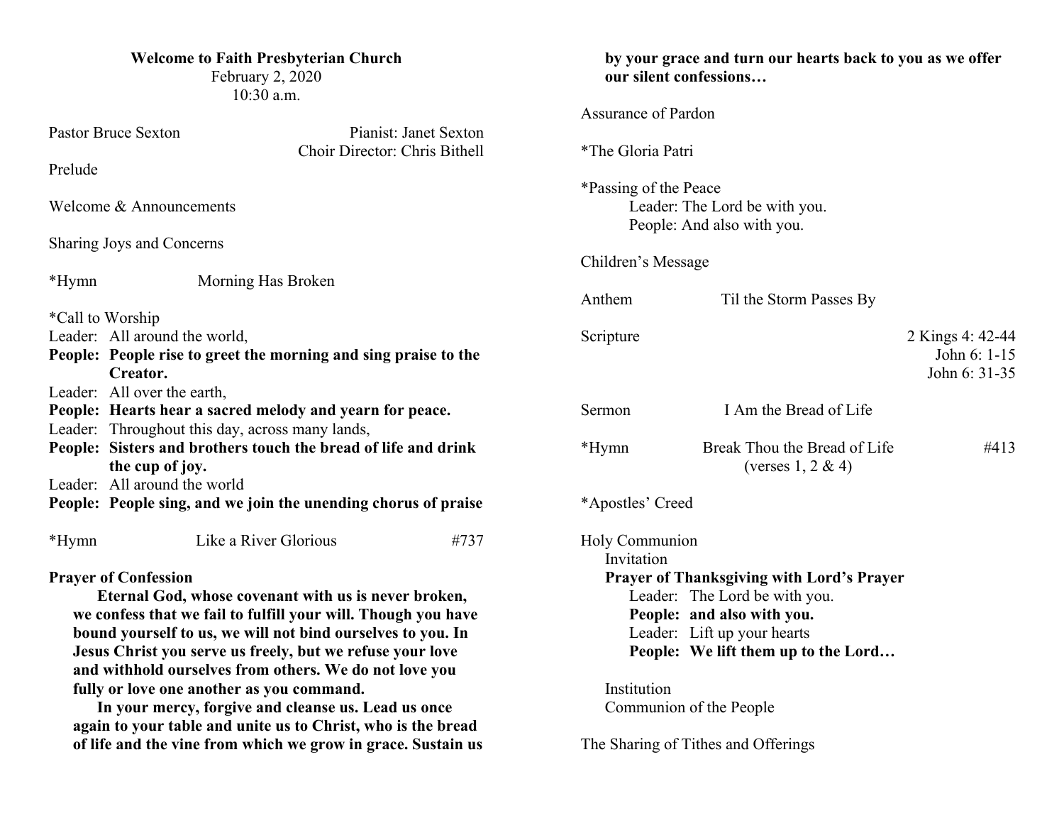**Welcome to Faith Presbyterian Church**

February 2, 2020

10:30 a.m.

Pastor Bruce Sexton

Pianist: Janet Sexton

Choir Director: Chris Bithell

Prelude

Welcome & Announcements

Sharing Joys and Concerns

*Hymn Morning Has Broken

*Call to Worship

Leader: All around the world,

**People: People rise to greet the morning and sing praise to the Creator.**

Leader: All over the earth,

**People: Hearts hear a sacred melody and yearn for peace.**

Leader: Throughout this day, across many lands,

**People: Sisters and brothers touch the bread of life and drink the cup of joy.**

Leader: All around the world

**People: People sing, and we join the unending chorus of praise**

*Hymn Like a River Glorious #737

**Prayer of Confession**

**Eternal God, whose covenant with us is never broken, we confess that we fail to fulfill your will. Though you have bound yourself to us, we will not bind ourselves to you. In Jesus Christ you serve us freely, but we refuse your love and withhold ourselves from others. We do not love you fully or love one another as you command.**

**In your mercy, forgive and cleanse us. Lead us once again to your table and unite us to Christ, who is the bread of life and the vine from which we grow in grace. Sustain us by your grace and turn our hearts back to you as we offer our silent confessions…**

Assurance of Pardon

*The Gloria Patri

*Passing of the Peace

Leader: The Lord be with you.

People: And also with you.

Children's Message

Anthem Til the Storm Passes By

Scripture 2 Kings 4: 42-44; John 6: 1-15; John 6: 31-35

Sermon I Am the Bread of Life

*Hymn Break Thou the Bread of Life (verses 1, 2 & 4) #413

*Apostles' Creed

Holy Communion

Invitation

**Prayer of Thanksgiving with Lord's Prayer**

Leader: The Lord be with you.

**People: and also with you.**

Leader: Lift up your hearts

**People: We lift them up to the Lord…**

Institution

Communion of the People

The Sharing of Tithes and Offerings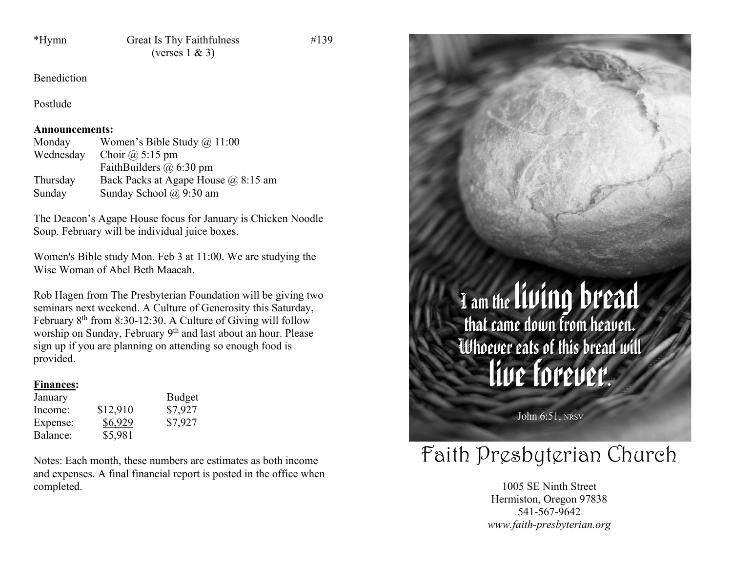*Hymn Great Is Thy Faithfulness (verses 1 & 3) #139

Benediction

Postlude

**Announcements:**

| | |
|---|---|
| Monday | Women's Bible Study @ 11:00 |
| Wednesday | Choir @ 5:15 pm |
| | FaithBuilders @ 6:30 pm |
| Thursday | Back Packs at Agape House @ 8:15 am |
| Sunday | Sunday School @ 9:30 am |

The Deacon's Agape House focus for January is Chicken Noodle Soup. February will be individual juice boxes.

Women's Bible study Mon. Feb 3 at 11:00. We are studying the Wise Woman of Abel Beth Maacah.

Rob Hagen from The Presbyterian Foundation will be giving two seminars next weekend. A Culture of Generosity this Saturday, February 8th from 8:30-12:30. A Culture of Giving will follow worship on Sunday, February 9th and last about an hour. Please sign up if you are planning on attending so enough food is provided.

**Finances:**

| January | | Budget |
|---|---|---|
| Income: | $12,910 | $7,927 |
| Expense: | $6,929 | $7,927 |
| Balance: | $5,981 | |

Notes: Each month, these numbers are estimates as both income and expenses. A final financial report is posted in the office when completed.

I am the living bread that came down from heaven. Whoever eats of this bread will live forever.

John 6:51, NRSV

# Faith Presbyterian Church

1005 SE Ninth Street
Hermiston, Oregon 97838
541-567-9642
*www.faith-presbyterian.org*